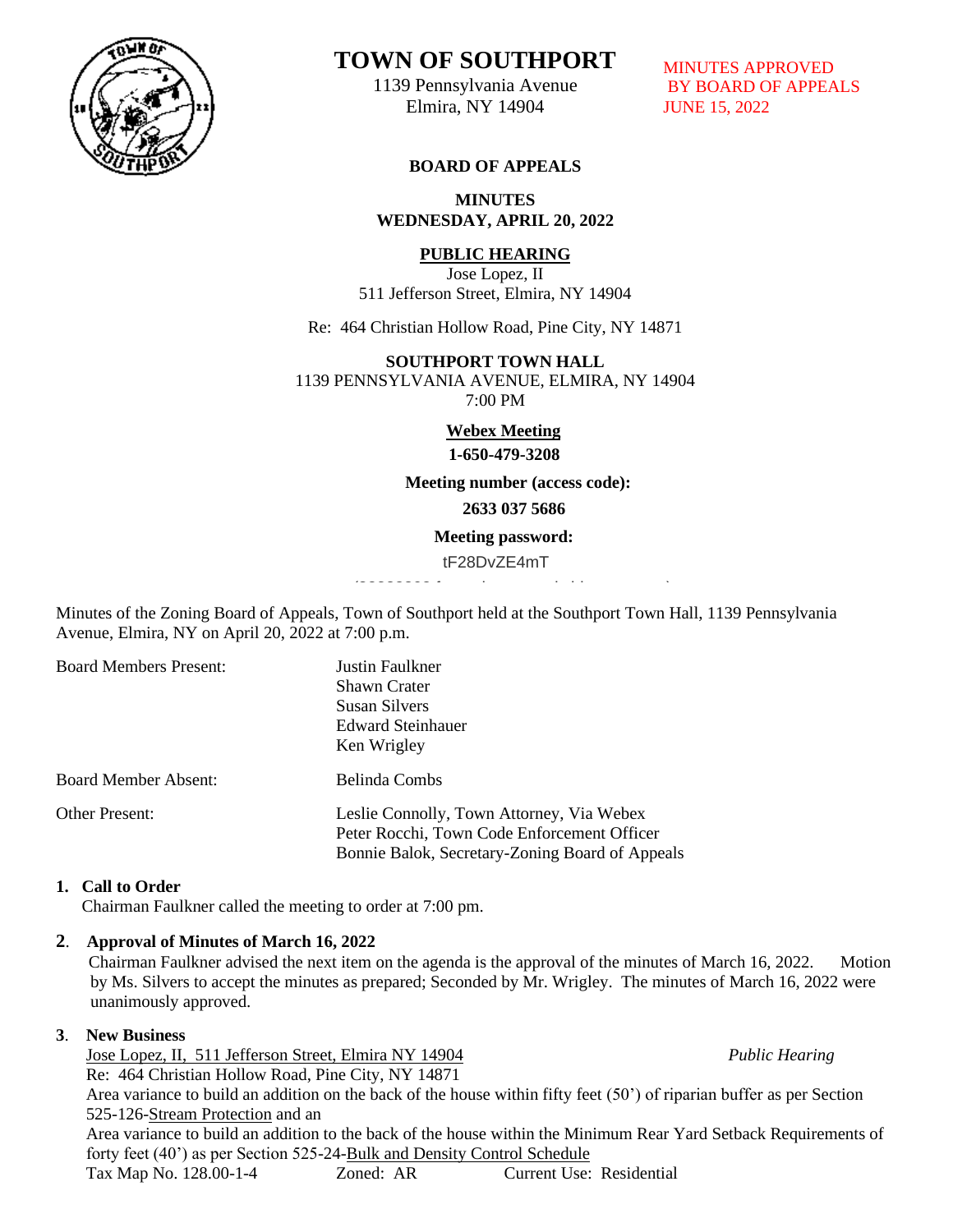# TOWN OF SOUTHPORT

1139 Pennsylvania Avenue
Elmira, NY 14904

MINUTES APPROVED
BY BOARD OF APPEALS
JUNE 15, 2022

**BOARD OF APPEALS**

**MINUTES**
**WEDNESDAY, APRIL 20, 2022**

**PUBLIC HEARING**
Jose Lopez, II
511 Jefferson Street, Elmira, NY 14904

Re: 464 Christian Hollow Road, Pine City, NY 14871

**SOUTHPORT TOWN HALL**
1139 PENNSYLVANIA AVENUE, ELMIRA, NY 14904
7:00 PM

**Webex Meeting**
**1-650-479-3208**

**Meeting number (access code):**
**2633 037 5686**

**Meeting password:**
tF28DvZE4mT

Minutes of the Zoning Board of Appeals, Town of Southport held at the Southport Town Hall, 1139 Pennsylvania Avenue, Elmira, NY on April 20, 2022 at 7:00 p.m.

Board Members Present: Justin Faulkner
Shawn Crater
Susan Silvers
Edward Steinhauer
Ken Wrigley

Board Member Absent: Belinda Combs

Other Present: Leslie Connolly, Town Attorney, Via Webex
Peter Rocchi, Town Code Enforcement Officer
Bonnie Balok, Secretary-Zoning Board of Appeals

**1. Call to Order**
Chairman Faulkner called the meeting to order at 7:00 pm.

**2. Approval of Minutes of March 16, 2022**
Chairman Faulkner advised the next item on the agenda is the approval of the minutes of March 16, 2022. Motion by Ms. Silvers to accept the minutes as prepared; Seconded by Mr. Wrigley. The minutes of March 16, 2022 were unanimously approved.

**3. New Business**
Jose Lopez, II, 511 Jefferson Street, Elmira NY 14904 *Public Hearing*
Re: 464 Christian Hollow Road, Pine City, NY 14871
Area variance to build an addition on the back of the house within fifty feet (50') of riparian buffer as per Section 525-126-Stream Protection and an
Area variance to build an addition to the back of the house within the Minimum Rear Yard Setback Requirements of forty feet (40') as per Section 525-24-Bulk and Density Control Schedule
Tax Map No. 128.00-1-4 Zoned: AR Current Use: Residential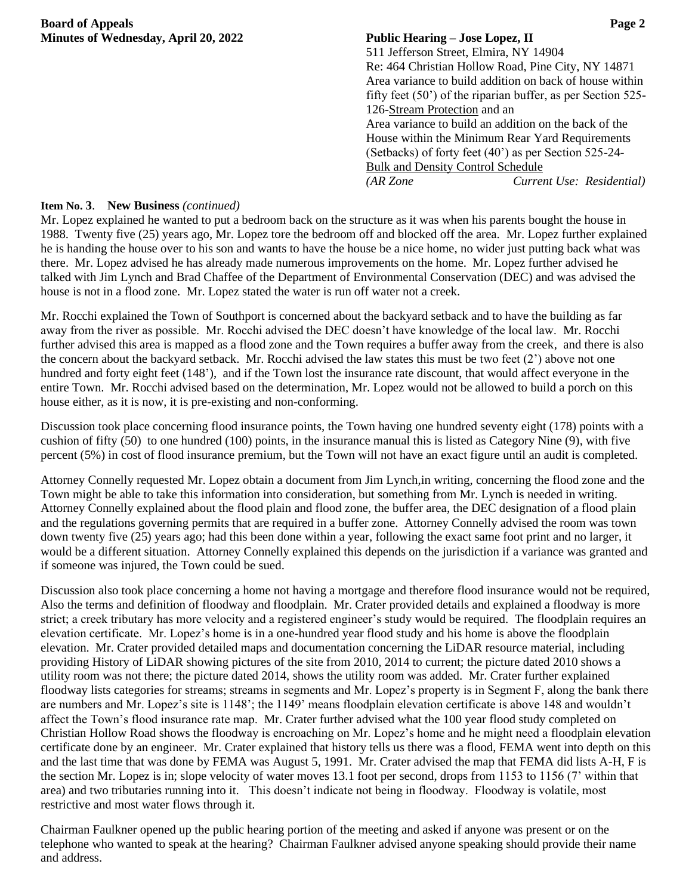**Public Hearing – Jose Lopez, II**
511 Jefferson Street, Elmira, NY 14904
Re: 464 Christian Hollow Road, Pine City, NY 14871
Area variance to build addition on back of house within fifty feet (50') of the riparian buffer, as per Section 525-126-Stream Protection and an
Area variance to build an addition on the back of the House within the Minimum Rear Yard Requirements (Setbacks) of forty feet (40') as per Section 525-24-Bulk and Density Control Schedule
*(AR Zone Current Use: Residential)*

**Item No. 3. New Business** *(continued)*

Mr. Lopez explained he wanted to put a bedroom back on the structure as it was when his parents bought the house in 1988. Twenty five (25) years ago, Mr. Lopez tore the bedroom off and blocked off the area. Mr. Lopez further explained he is handing the house over to his son and wants to have the house be a nice home, no wider just putting back what was there. Mr. Lopez advised he has already made numerous improvements on the home. Mr. Lopez further advised he talked with Jim Lynch and Brad Chaffee of the Department of Environmental Conservation (DEC) and was advised the house is not in a flood zone. Mr. Lopez stated the water is run off water not a creek.

Mr. Rocchi explained the Town of Southport is concerned about the backyard setback and to have the building as far away from the river as possible. Mr. Rocchi advised the DEC doesn't have knowledge of the local law. Mr. Rocchi further advised this area is mapped as a flood zone and the Town requires a buffer away from the creek, and there is also the concern about the backyard setback. Mr. Rocchi advised the law states this must be two feet (2') above not one hundred and forty eight feet (148'), and if the Town lost the insurance rate discount, that would affect everyone in the entire Town. Mr. Rocchi advised based on the determination, Mr. Lopez would not be allowed to build a porch on this house either, as it is now, it is pre-existing and non-conforming.

Discussion took place concerning flood insurance points, the Town having one hundred seventy eight (178) points with a cushion of fifty (50) to one hundred (100) points, in the insurance manual this is listed as Category Nine (9), with five percent (5%) in cost of flood insurance premium, but the Town will not have an exact figure until an audit is completed.

Attorney Connelly requested Mr. Lopez obtain a document from Jim Lynch,in writing, concerning the flood zone and the Town might be able to take this information into consideration, but something from Mr. Lynch is needed in writing. Attorney Connelly explained about the flood plain and flood zone, the buffer area, the DEC designation of a flood plain and the regulations governing permits that are required in a buffer zone. Attorney Connelly advised the room was town down twenty five (25) years ago; had this been done within a year, following the exact same foot print and no larger, it would be a different situation. Attorney Connelly explained this depends on the jurisdiction if a variance was granted and if someone was injured, the Town could be sued.

Discussion also took place concerning a home not having a mortgage and therefore flood insurance would not be required, Also the terms and definition of floodway and floodplain. Mr. Crater provided details and explained a floodway is more strict; a creek tributary has more velocity and a registered engineer's study would be required. The floodplain requires an elevation certificate. Mr. Lopez's home is in a one-hundred year flood study and his home is above the floodplain elevation. Mr. Crater provided detailed maps and documentation concerning the LiDAR resource material, including providing History of LiDAR showing pictures of the site from 2010, 2014 to current; the picture dated 2010 shows a utility room was not there; the picture dated 2014, shows the utility room was added. Mr. Crater further explained floodway lists categories for streams; streams in segments and Mr. Lopez's property is in Segment F, along the bank there are numbers and Mr. Lopez's site is 1148'; the 1149' means floodplain elevation certificate is above 148 and wouldn't affect the Town's flood insurance rate map. Mr. Crater further advised what the 100 year flood study completed on Christian Hollow Road shows the floodway is encroaching on Mr. Lopez's home and he might need a floodplain elevation certificate done by an engineer. Mr. Crater explained that history tells us there was a flood, FEMA went into depth on this and the last time that was done by FEMA was August 5, 1991. Mr. Crater advised the map that FEMA did lists A-H, F is the section Mr. Lopez is in; slope velocity of water moves 13.1 foot per second, drops from 1153 to 1156 (7' within that area) and two tributaries running into it. This doesn't indicate not being in floodway. Floodway is volatile, most restrictive and most water flows through it.

Chairman Faulkner opened up the public hearing portion of the meeting and asked if anyone was present or on the telephone who wanted to speak at the hearing? Chairman Faulkner advised anyone speaking should provide their name and address.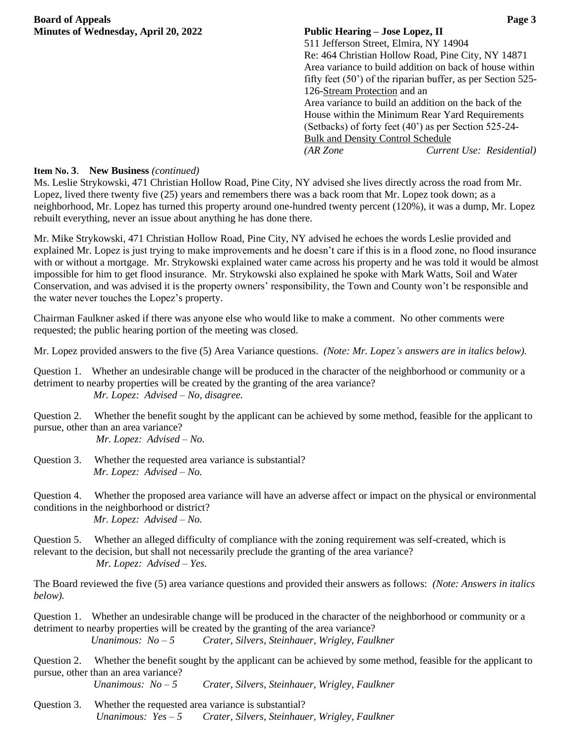**Public Hearing – Jose Lopez, II**
511 Jefferson Street, Elmira, NY 14904
Re: 464 Christian Hollow Road, Pine City, NY 14871
Area variance to build addition on back of house within fifty feet (50') of the riparian buffer, as per Section 525-126-Stream Protection and an
Area variance to build an addition on the back of the House within the Minimum Rear Yard Requirements (Setbacks) of forty feet (40') as per Section 525-24-Bulk and Density Control Schedule
*(AR Zone                    Current Use: Residential)*

**Item No. 3**. **New Business** *(continued)*

Ms. Leslie Strykowski, 471 Christian Hollow Road, Pine City, NY advised she lives directly across the road from Mr. Lopez, lived there twenty five (25) years and remembers there was a back room that Mr. Lopez took down; as a neighborhood, Mr. Lopez has turned this property around one-hundred twenty percent (120%), it was a dump, Mr. Lopez rebuilt everything, never an issue about anything he has done there.

Mr. Mike Strykowski, 471 Christian Hollow Road, Pine City, NY advised he echoes the words Leslie provided and explained Mr. Lopez is just trying to make improvements and he doesn't care if this is in a flood zone, no flood insurance with or without a mortgage. Mr. Strykowski explained water came across his property and he was told it would be almost impossible for him to get flood insurance. Mr. Strykowski also explained he spoke with Mark Watts, Soil and Water Conservation, and was advised it is the property owners' responsibility, the Town and County won't be responsible and the water never touches the Lopez's property.

Chairman Faulkner asked if there was anyone else who would like to make a comment. No other comments were requested; the public hearing portion of the meeting was closed.

Mr. Lopez provided answers to the five (5) Area Variance questions. *(Note: Mr. Lopez's answers are in italics below).*

Question 1. Whether an undesirable change will be produced in the character of the neighborhood or community or a detriment to nearby properties will be created by the granting of the area variance?
*Mr. Lopez: Advised – No, disagree.*

Question 2. Whether the benefit sought by the applicant can be achieved by some method, feasible for the applicant to pursue, other than an area variance?
*Mr. Lopez: Advised – No.*

Question 3. Whether the requested area variance is substantial?
*Mr. Lopez: Advised – No.*

Question 4. Whether the proposed area variance will have an adverse affect or impact on the physical or environmental conditions in the neighborhood or district?
*Mr. Lopez: Advised – No.*

Question 5. Whether an alleged difficulty of compliance with the zoning requirement was self-created, which is relevant to the decision, but shall not necessarily preclude the granting of the area variance?
*Mr. Lopez: Advised – Yes.*

The Board reviewed the five (5) area variance questions and provided their answers as follows: *(Note: Answers in italics below).*

Question 1. Whether an undesirable change will be produced in the character of the neighborhood or community or a detriment to nearby properties will be created by the granting of the area variance?
*Unanimous: No – 5        Crater, Silvers, Steinhauer, Wrigley, Faulkner*

Question 2. Whether the benefit sought by the applicant can be achieved by some method, feasible for the applicant to pursue, other than an area variance?
*Unanimous: No – 5        Crater, Silvers, Steinhauer, Wrigley, Faulkner*

Question 3. Whether the requested area variance is substantial?
*Unanimous: Yes – 5        Crater, Silvers, Steinhauer, Wrigley, Faulkner*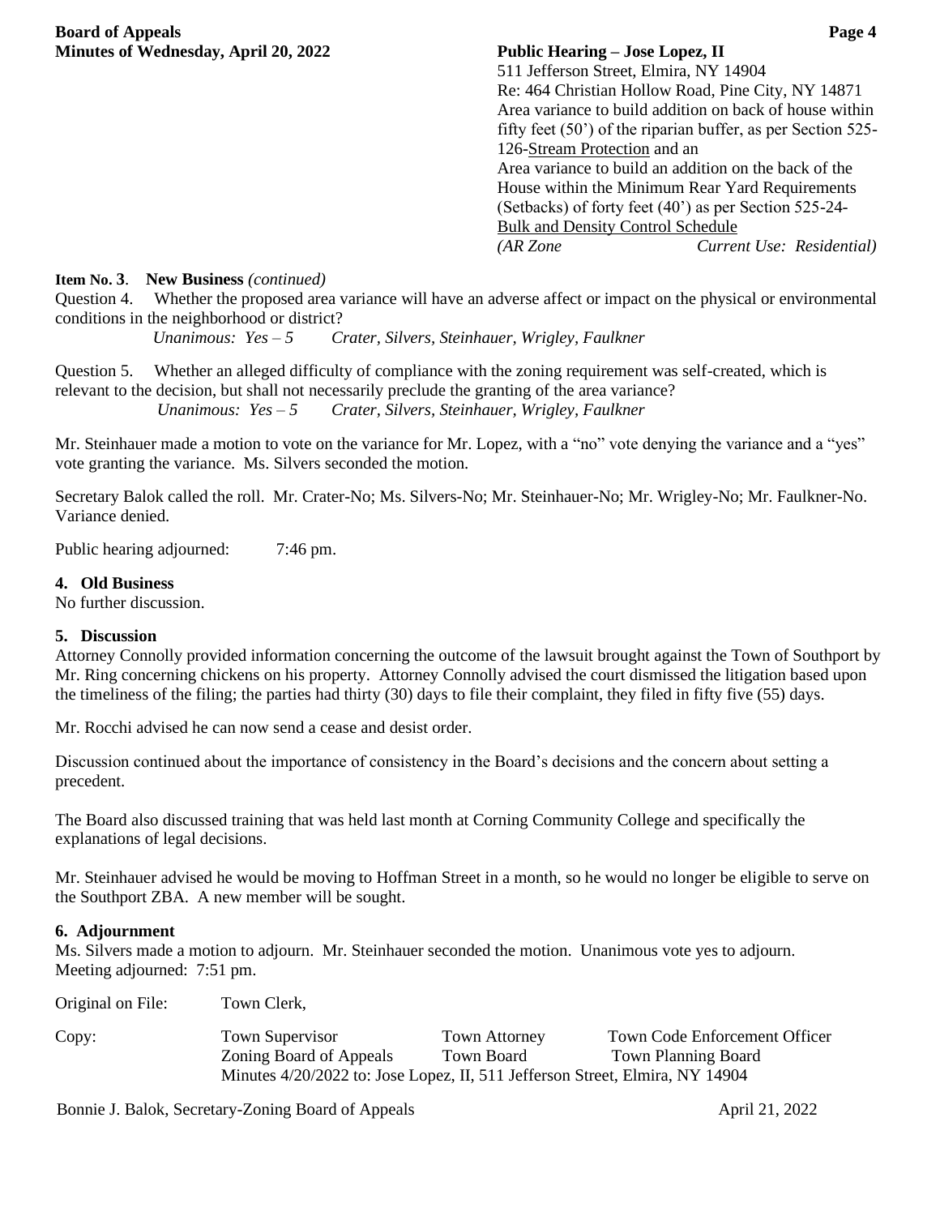**Public Hearing – Jose Lopez, II**
511 Jefferson Street, Elmira, NY 14904
Re: 464 Christian Hollow Road, Pine City, NY 14871
Area variance to build addition on back of house within fifty feet (50') of the riparian buffer, as per Section 525-126-Stream Protection and an
Area variance to build an addition on the back of the House within the Minimum Rear Yard Requirements (Setbacks) of forty feet (40') as per Section 525-24-Bulk and Density Control Schedule
*(AR Zone Current Use: Residential)*

**Item No. 3. New Business** *(continued)*

Question 4. Whether the proposed area variance will have an adverse affect or impact on the physical or environmental conditions in the neighborhood or district?
*Unanimous: Yes – 5 Crater, Silvers, Steinhauer, Wrigley, Faulkner*

Question 5. Whether an alleged difficulty of compliance with the zoning requirement was self-created, which is relevant to the decision, but shall not necessarily preclude the granting of the area variance?
*Unanimous: Yes – 5 Crater, Silvers, Steinhauer, Wrigley, Faulkner*

Mr. Steinhauer made a motion to vote on the variance for Mr. Lopez, with a "no" vote denying the variance and a "yes" vote granting the variance. Ms. Silvers seconded the motion.

Secretary Balok called the roll. Mr. Crater-No; Ms. Silvers-No; Mr. Steinhauer-No; Mr. Wrigley-No; Mr. Faulkner-No. Variance denied.

Public hearing adjourned: 7:46 pm.

### 4. Old Business

No further discussion.

### 5. Discussion

Attorney Connolly provided information concerning the outcome of the lawsuit brought against the Town of Southport by Mr. Ring concerning chickens on his property. Attorney Connolly advised the court dismissed the litigation based upon the timeliness of the filing; the parties had thirty (30) days to file their complaint, they filed in fifty five (55) days.

Mr. Rocchi advised he can now send a cease and desist order.

Discussion continued about the importance of consistency in the Board's decisions and the concern about setting a precedent.

The Board also discussed training that was held last month at Corning Community College and specifically the explanations of legal decisions.

Mr. Steinhauer advised he would be moving to Hoffman Street in a month, so he would no longer be eligible to serve on the Southport ZBA. A new member will be sought.

### 6. Adjournment

Ms. Silvers made a motion to adjourn. Mr. Steinhauer seconded the motion. Unanimous vote yes to adjourn.
Meeting adjourned: 7:51 pm.

Original on File: Town Clerk,

Copy: Town Supervisor, Town Attorney, Town Code Enforcement Officer, Zoning Board of Appeals, Town Board, Town Planning Board
Minutes 4/20/2022 to: Jose Lopez, II, 511 Jefferson Street, Elmira, NY 14904

Bonnie J. Balok, Secretary-Zoning Board of Appeals — April 21, 2022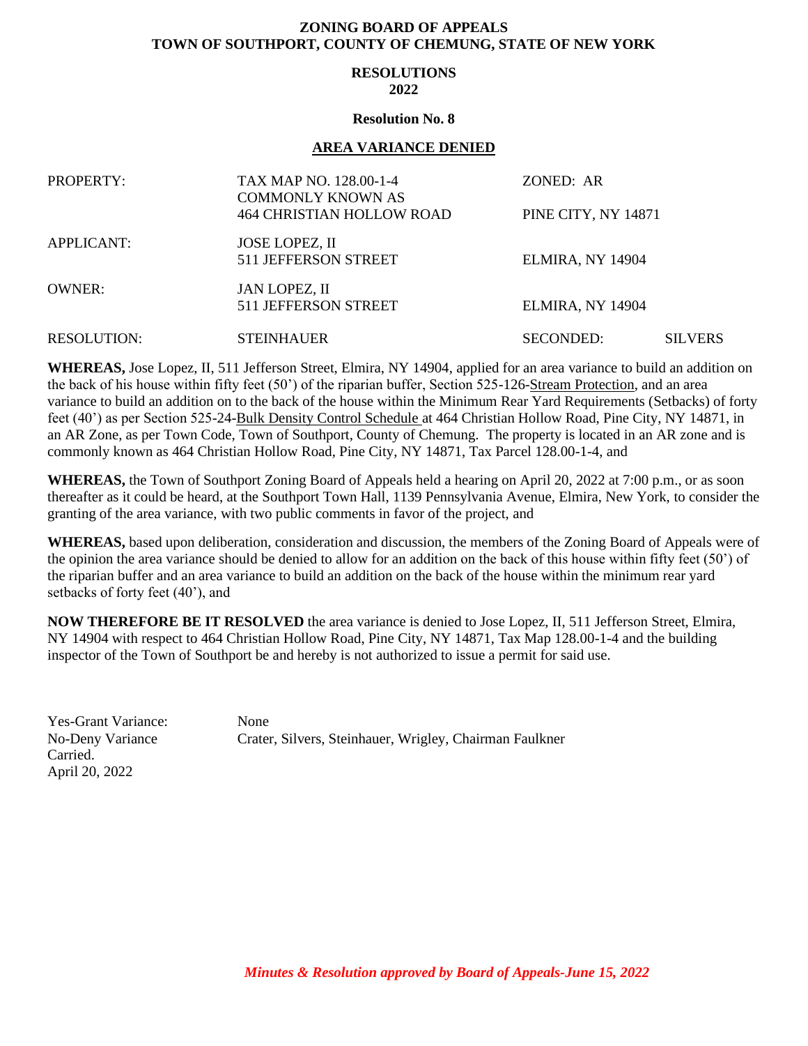**ZONING BOARD OF APPEALS**
**TOWN OF SOUTHPORT, COUNTY OF CHEMUNG, STATE OF NEW YORK**

**RESOLUTIONS**
**2022**

**Resolution No. 8**

**AREA VARIANCE DENIED**

| | | | |
|---|---|---|---|
| PROPERTY: | TAX MAP NO. 128.00-1-4<br>COMMONLY KNOWN AS<br>464 CHRISTIAN HOLLOW ROAD | ZONED: AR<br><br>PINE CITY, NY 14871 | |
| APPLICANT: | JOSE LOPEZ, II<br>511 JEFFERSON STREET | ELMIRA, NY 14904 | |
| OWNER: | JAN LOPEZ, II<br>511 JEFFERSON STREET | ELMIRA, NY 14904 | |
| RESOLUTION: | STEINHAUER | SECONDED: | SILVERS |

**WHEREAS,** Jose Lopez, II, 511 Jefferson Street, Elmira, NY 14904, applied for an area variance to build an addition on the back of his house within fifty feet (50') of the riparian buffer, Section 525-126-Stream Protection, and an area variance to build an addition on to the back of the house within the Minimum Rear Yard Requirements (Setbacks) of forty feet (40') as per Section 525-24-Bulk Density Control Schedule at 464 Christian Hollow Road, Pine City, NY 14871, in an AR Zone, as per Town Code, Town of Southport, County of Chemung. The property is located in an AR zone and is commonly known as 464 Christian Hollow Road, Pine City, NY 14871, Tax Parcel 128.00-1-4, and

**WHEREAS,** the Town of Southport Zoning Board of Appeals held a hearing on April 20, 2022 at 7:00 p.m., or as soon thereafter as it could be heard, at the Southport Town Hall, 1139 Pennsylvania Avenue, Elmira, New York, to consider the granting of the area variance, with two public comments in favor of the project, and

**WHEREAS,** based upon deliberation, consideration and discussion, the members of the Zoning Board of Appeals were of the opinion the area variance should be denied to allow for an addition on the back of this house within fifty feet (50') of the riparian buffer and an area variance to build an addition on the back of the house within the minimum rear yard setbacks of forty feet (40'), and

**NOW THEREFORE BE IT RESOLVED** the area variance is denied to Jose Lopez, II, 511 Jefferson Street, Elmira, NY 14904 with respect to 464 Christian Hollow Road, Pine City, NY 14871, Tax Map 128.00-1-4 and the building inspector of the Town of Southport be and hereby is not authorized to issue a permit for said use.

Yes-Grant Variance: None
No-Deny Variance Crater, Silvers, Steinhauer, Wrigley, Chairman Faulkner
Carried.
April 20, 2022

***Minutes & Resolution approved by Board of Appeals-June 15, 2022***